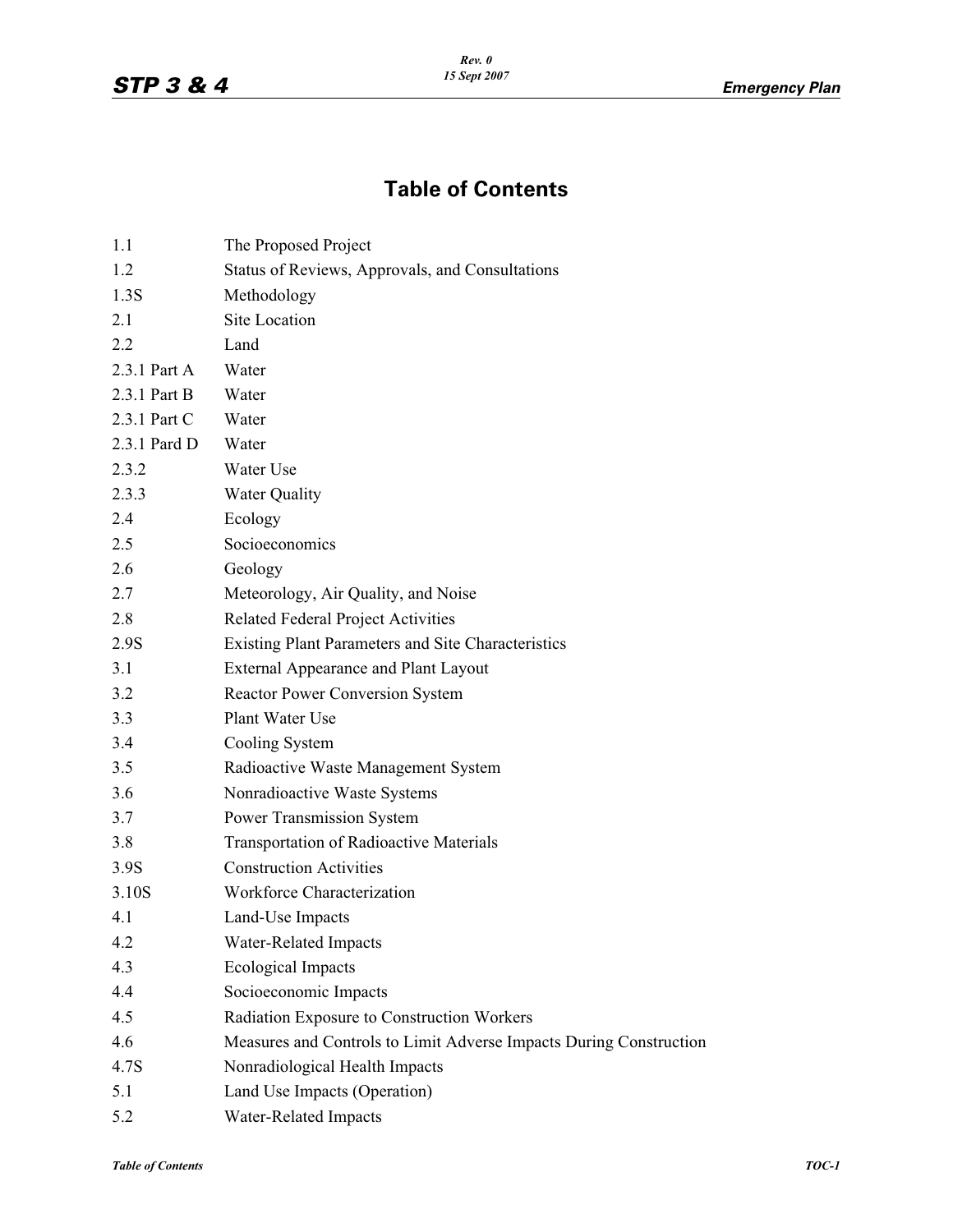# Table of Contents

| | |
|---|---|
| 1.1 | The Proposed Project |
| 1.2 | Status of Reviews, Approvals, and Consultations |
| 1.3S | Methodology |
| 2.1 | Site Location |
| 2.2 | Land |
| 2.3.1 Part A | Water |
| 2.3.1 Part B | Water |
| 2.3.1 Part C | Water |
| 2.3.1 Pard D | Water |
| 2.3.2 | Water Use |
| 2.3.3 | Water Quality |
| 2.4 | Ecology |
| 2.5 | Socioeconomics |
| 2.6 | Geology |
| 2.7 | Meteorology, Air Quality, and Noise |
| 2.8 | Related Federal Project Activities |
| 2.9S | Existing Plant Parameters and Site Characteristics |
| 3.1 | External Appearance and Plant Layout |
| 3.2 | Reactor Power Conversion System |
| 3.3 | Plant Water Use |
| 3.4 | Cooling System |
| 3.5 | Radioactive Waste Management System |
| 3.6 | Nonradioactive Waste Systems |
| 3.7 | Power Transmission System |
| 3.8 | Transportation of Radioactive Materials |
| 3.9S | Construction Activities |
| 3.10S | Workforce Characterization |
| 4.1 | Land-Use Impacts |
| 4.2 | Water-Related Impacts |
| 4.3 | Ecological Impacts |
| 4.4 | Socioeconomic Impacts |
| 4.5 | Radiation Exposure to Construction Workers |
| 4.6 | Measures and Controls to Limit Adverse Impacts During Construction |
| 4.7S | Nonradiological Health Impacts |
| 5.1 | Land Use Impacts (Operation) |
| 5.2 | Water-Related Impacts |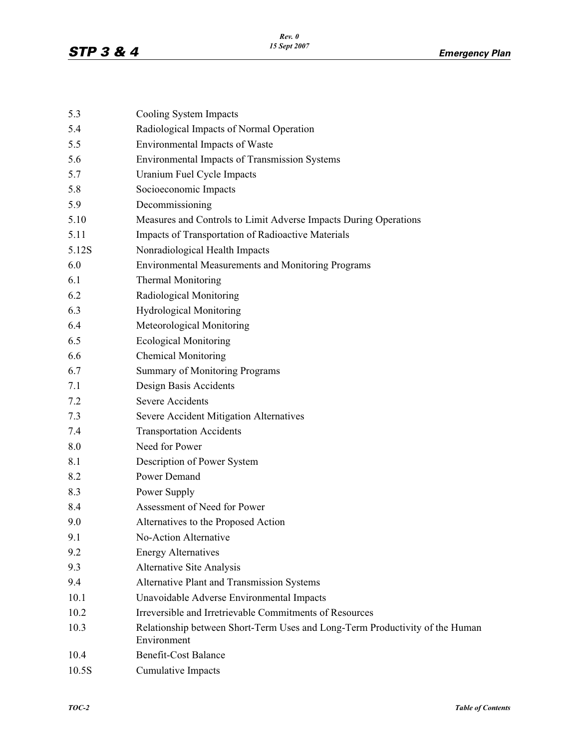| | |
|---|---|
| 5.3 | Cooling System Impacts |
| 5.4 | Radiological Impacts of Normal Operation |
| 5.5 | Environmental Impacts of Waste |
| 5.6 | Environmental Impacts of Transmission Systems |
| 5.7 | Uranium Fuel Cycle Impacts |
| 5.8 | Socioeconomic Impacts |
| 5.9 | Decommissioning |
| 5.10 | Measures and Controls to Limit Adverse Impacts During Operations |
| 5.11 | Impacts of Transportation of Radioactive Materials |
| 5.12S | Nonradiological Health Impacts |
| 6.0 | Environmental Measurements and Monitoring Programs |
| 6.1 | Thermal Monitoring |
| 6.2 | Radiological Monitoring |
| 6.3 | Hydrological Monitoring |
| 6.4 | Meteorological Monitoring |
| 6.5 | Ecological Monitoring |
| 6.6 | Chemical Monitoring |
| 6.7 | Summary of Monitoring Programs |
| 7.1 | Design Basis Accidents |
| 7.2 | Severe Accidents |
| 7.3 | Severe Accident Mitigation Alternatives |
| 7.4 | Transportation Accidents |
| 8.0 | Need for Power |
| 8.1 | Description of Power System |
| 8.2 | Power Demand |
| 8.3 | Power Supply |
| 8.4 | Assessment of Need for Power |
| 9.0 | Alternatives to the Proposed Action |
| 9.1 | No-Action Alternative |
| 9.2 | Energy Alternatives |
| 9.3 | Alternative Site Analysis |
| 9.4 | Alternative Plant and Transmission Systems |
| 10.1 | Unavoidable Adverse Environmental Impacts |
| 10.2 | Irreversible and Irretrievable Commitments of Resources |
| 10.3 | Relationship between Short-Term Uses and Long-Term Productivity of the Human Environment |
| 10.4 | Benefit-Cost Balance |
| 10.5S | Cumulative Impacts |